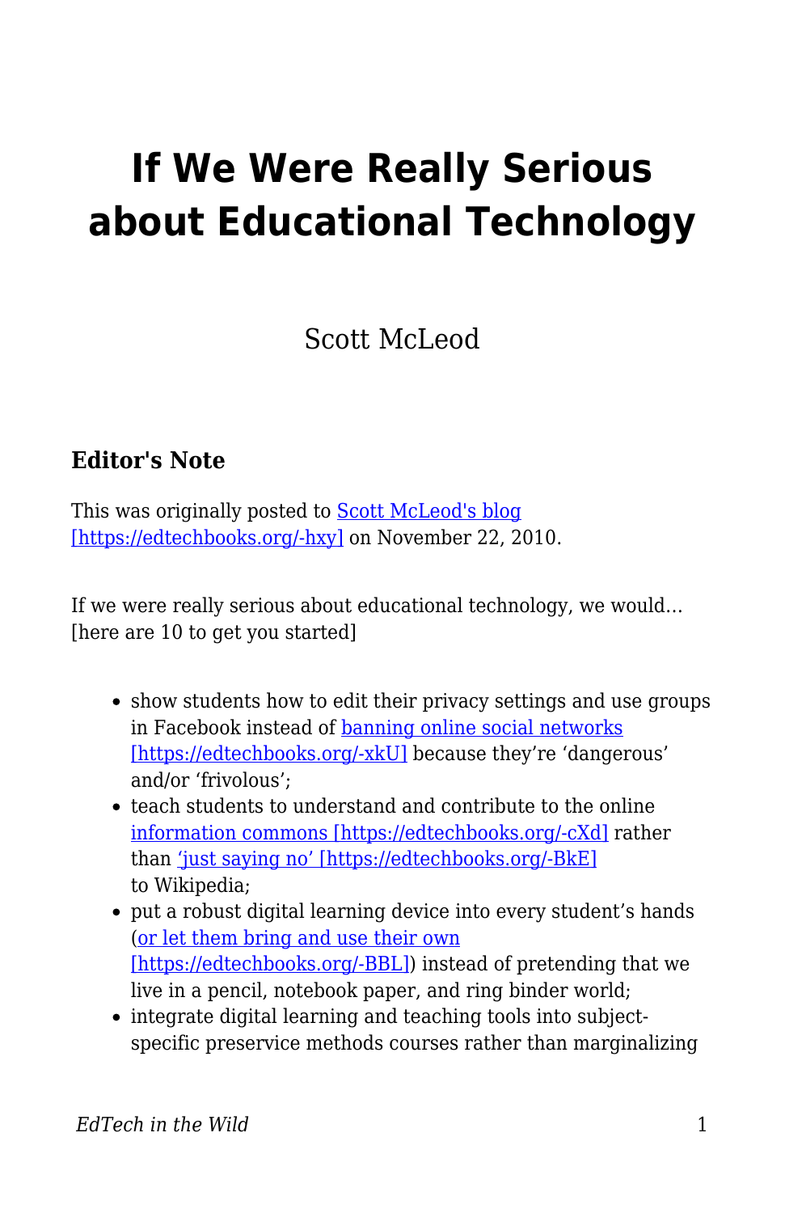# If We Were Really Serious about Educational Technology

Scott McLeod

### Editor's Note

This was originally posted to [Scott McLeod's blog [https://edtechbooks.org/-hxy]](https://edtechbooks.org/-hxy) on November 22, 2010.

If we were really serious about educational technology, we would… [here are 10 to get you started]

- show students how to edit their privacy settings and use groups in Facebook instead of [banning online social networks [https://edtechbooks.org/-xkU]](https://edtechbooks.org/-xkU) because they're 'dangerous' and/or 'frivolous';
- teach students to understand and contribute to the online [information commons [https://edtechbooks.org/-cXd]](https://edtechbooks.org/-cXd) rather than ['just saying no' [https://edtechbooks.org/-BkE]](https://edtechbooks.org/-BkE) to Wikipedia;
- put a robust digital learning device into every student's hands ([or let them bring and use their own [https://edtechbooks.org/-BBL]](https://edtechbooks.org/-BBL)) instead of pretending that we live in a pencil, notebook paper, and ring binder world;
- integrate digital learning and teaching tools into subject-specific preservice methods courses rather than marginalizing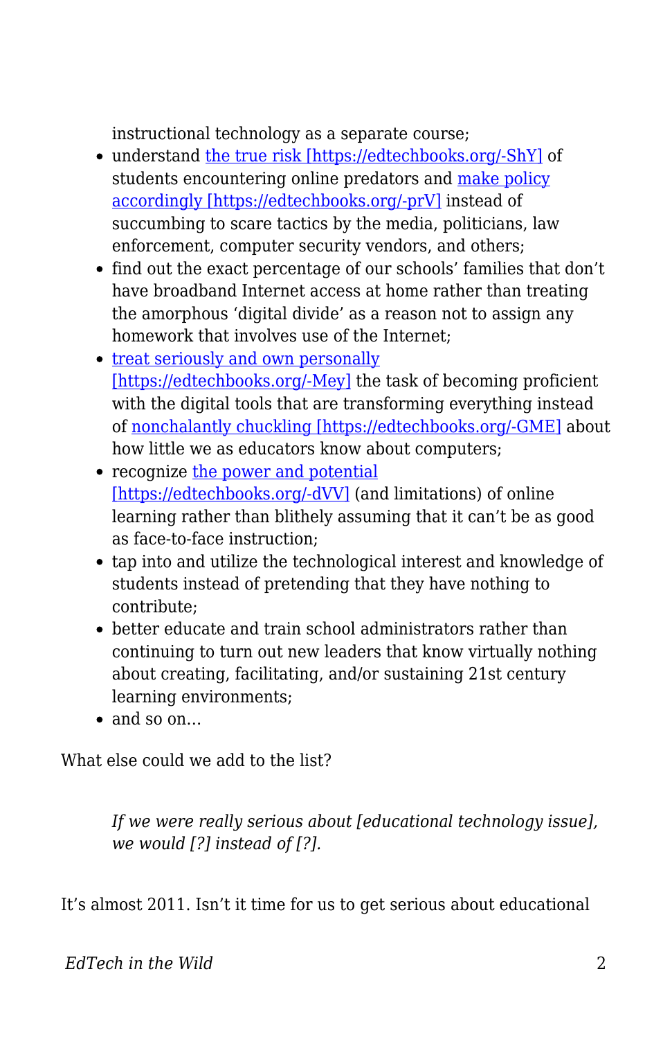instructional technology as a separate course;

- understand [the true risk [https://edtechbooks.org/-ShY]](https://edtechbooks.org/-ShY) of students encountering online predators and [make policy accordingly [https://edtechbooks.org/-prV]](https://edtechbooks.org/-prV) instead of succumbing to scare tactics by the media, politicians, law enforcement, computer security vendors, and others;
- find out the exact percentage of our schools' families that don't have broadband Internet access at home rather than treating the amorphous 'digital divide' as a reason not to assign any homework that involves use of the Internet;
- [treat seriously and own personally [https://edtechbooks.org/-Mey]](https://edtechbooks.org/-Mey) the task of becoming proficient with the digital tools that are transforming everything instead of [nonchalantly chuckling [https://edtechbooks.org/-GME]](https://edtechbooks.org/-GME) about how little we as educators know about computers;
- recognize [the power and potential [https://edtechbooks.org/-dVV]](https://edtechbooks.org/-dVV) (and limitations) of online learning rather than blithely assuming that it can't be as good as face-to-face instruction;
- tap into and utilize the technological interest and knowledge of students instead of pretending that they have nothing to contribute;
- better educate and train school administrators rather than continuing to turn out new leaders that know virtually nothing about creating, facilitating, and/or sustaining 21st century learning environments;
- and so on…

What else could we add to the list?

> *If we were really serious about [educational technology issue], we would [?] instead of [?].*

It's almost 2011. Isn't it time for us to get serious about educational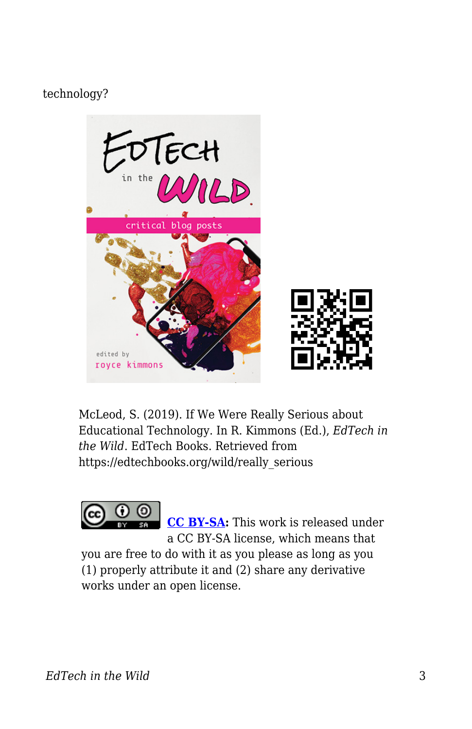technology?

McLeod, S. (2019). If We Were Really Serious about Educational Technology. In R. Kimmons (Ed.), *EdTech in the Wild*. EdTech Books. Retrieved from https://edtechbooks.org/wild/really_serious

**CC BY-SA:** This work is released under a CC BY-SA license, which means that you are free to do with it as you please as long as you (1) properly attribute it and (2) share any derivative works under an open license.